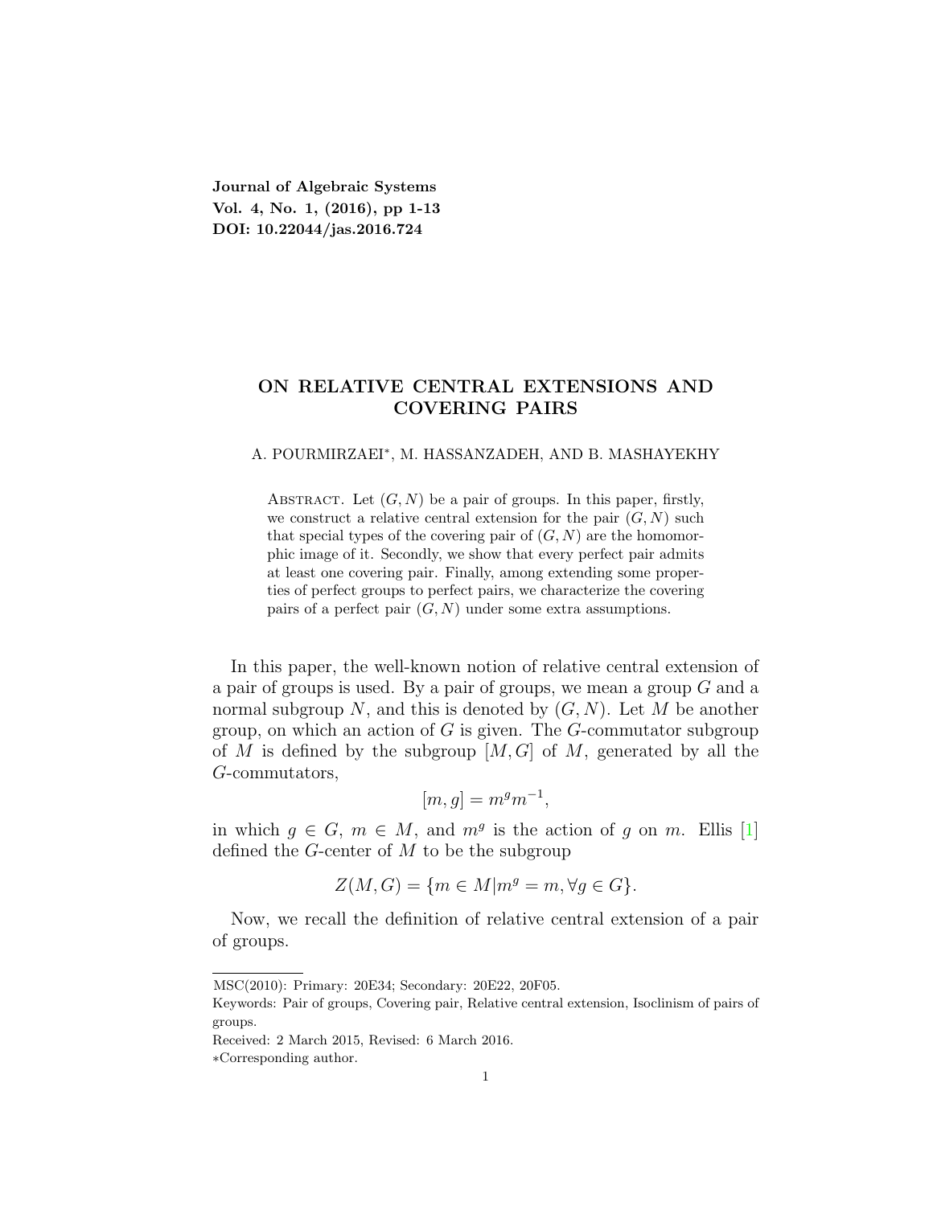**Journal of Algebraic Systems**
**Vol. 4, No. 1, (2016), pp 1-13**
**DOI: 10.22044/jas.2016.724**

# ON RELATIVE CENTRAL EXTENSIONS AND COVERING PAIRS

A. POURMIRZAEI*, M. HASSANZADEH, AND B. MASHAYEKHY

Abstract. Let $(G, N)$ be a pair of groups. In this paper, firstly, we construct a relative central extension for the pair $(G, N)$ such that special types of the covering pair of $(G, N)$ are the homomorphic image of it. Secondly, we show that every perfect pair admits at least one covering pair. Finally, among extending some properties of perfect groups to perfect pairs, we characterize the covering pairs of a perfect pair $(G, N)$ under some extra assumptions.

In this paper, the well-known notion of relative central extension of a pair of groups is used. By a pair of groups, we mean a group $G$ and a normal subgroup $N$, and this is denoted by $(G, N)$. Let $M$ be another group, on which an action of $G$ is given. The $G$-commutator subgroup of $M$ is defined by the subgroup $[M, G]$ of $M$, generated by all the $G$-commutators,

$$[m, g] = m^g m^{-1},$$

in which $g \in G$, $m \in M$, and $m^g$ is the action of $g$ on $m$. Ellis [1] defined the $G$-center of $M$ to be the subgroup

$$Z(M, G) = \{m \in M | m^g = m, \forall g \in G\}.$$

Now, we recall the definition of relative central extension of a pair of groups.

---

MSC(2010): Primary: 20E34; Secondary: 20E22, 20F05.

Keywords: Pair of groups, Covering pair, Relative central extension, Isoclinism of pairs of groups.

Received: 2 March 2015, Revised: 6 March 2016.

*Corresponding author.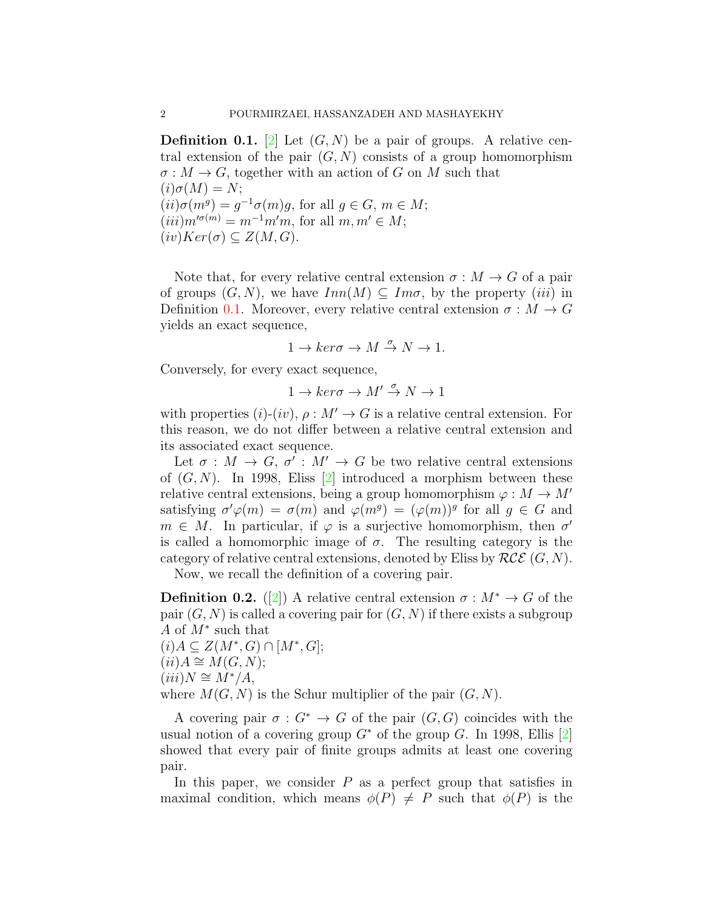**Definition 0.1.** [2] Let $(G, N)$ be a pair of groups. A relative central extension of the pair $(G, N)$ consists of a group homomorphism $\sigma : M \to G$, together with an action of $G$ on $M$ such that
$(i)\sigma(M) = N$;
$(ii)\sigma(m^g) = g^{-1}\sigma(m)g$, for all $g \in G$, $m \in M$;
$(iii)m'^{\sigma(m)} = m^{-1}m'm$, for all $m, m' \in M$;
$(iv)Ker(\sigma) \subseteq Z(M, G)$.

Note that, for every relative central extension $\sigma : M \to G$ of a pair of groups $(G, N)$, we have $Inn(M) \subseteq Im\sigma$, by the property $(iii)$ in Definition 0.1. Moreover, every relative central extension $\sigma : M \to G$ yields an exact sequence,

$$1 \to ker\sigma \to M \overset{\sigma}{\to} N \to 1.$$

Conversely, for every exact sequence,

$$1 \to ker\sigma \to M' \overset{\sigma}{\to} N \to 1$$

with properties $(i)$-$(iv)$, $\rho : M' \to G$ is a relative central extension. For this reason, we do not differ between a relative central extension and its associated exact sequence.

Let $\sigma : M \to G$, $\sigma' : M' \to G$ be two relative central extensions of $(G, N)$. In 1998, Eliss [2] introduced a morphism between these relative central extensions, being a group homomorphism $\varphi : M \to M'$ satisfying $\sigma'\varphi(m) = \sigma(m)$ and $\varphi(m^g) = (\varphi(m))^g$ for all $g \in G$ and $m \in M$. In particular, if $\varphi$ is a surjective homomorphism, then $\sigma'$ is called a homomorphic image of $\sigma$. The resulting category is the category of relative central extensions, denoted by Eliss by $\mathcal{RCE}\ (G, N)$.

Now, we recall the definition of a covering pair.

**Definition 0.2.** ([2]) A relative central extension $\sigma : M^* \to G$ of the pair $(G, N)$ is called a covering pair for $(G, N)$ if there exists a subgroup $A$ of $M^*$ such that
$(i)A \subseteq Z(M^*, G) \cap [M^*, G]$;
$(ii)A \cong M(G, N)$;
$(iii)N \cong M^*/A$,
where $M(G, N)$ is the Schur multiplier of the pair $(G, N)$.

A covering pair $\sigma : G^* \to G$ of the pair $(G, G)$ coincides with the usual notion of a covering group $G^*$ of the group $G$. In 1998, Ellis [2] showed that every pair of finite groups admits at least one covering pair.

In this paper, we consider $P$ as a perfect group that satisfies in maximal condition, which means $\phi(P) \neq P$ such that $\phi(P)$ is the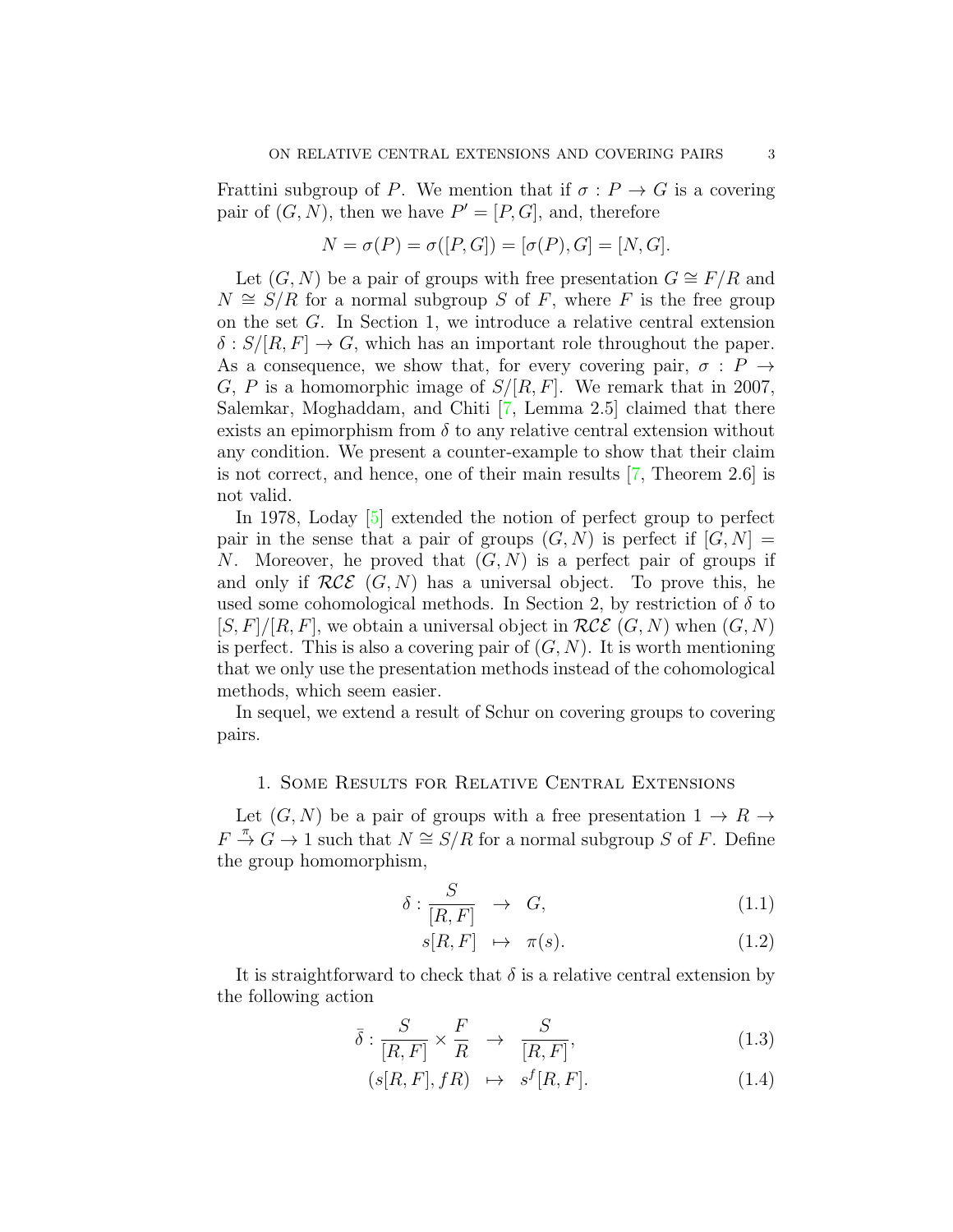Frattini subgroup of $P$. We mention that if $\sigma : P \to G$ is a covering pair of $(G, N)$, then we have $P' = [P, G]$, and, therefore

$$N = \sigma(P) = \sigma([P, G]) = [\sigma(P), G] = [N, G].$$

Let $(G, N)$ be a pair of groups with free presentation $G \cong F/R$ and $N \cong S/R$ for a normal subgroup $S$ of $F$, where $F$ is the free group on the set $G$. In Section 1, we introduce a relative central extension $\delta : S/[R, F] \to G$, which has an important role throughout the paper. As a consequence, we show that, for every covering pair, $\sigma : P \to G$, $P$ is a homomorphic image of $S/[R, F]$. We remark that in 2007, Salemkar, Moghaddam, and Chiti [7, Lemma 2.5] claimed that there exists an epimorphism from $\delta$ to any relative central extension without any condition. We present a counter-example to show that their claim is not correct, and hence, one of their main results [7, Theorem 2.6] is not valid.

In 1978, Loday [5] extended the notion of perfect group to perfect pair in the sense that a pair of groups $(G, N)$ is perfect if $[G, N] = N$. Moreover, he proved that $(G, N)$ is a perfect pair of groups if and only if $\mathcal{RCE}$ $(G, N)$ has a universal object. To prove this, he used some cohomological methods. In Section 2, by restriction of $\delta$ to $[S, F]/[R, F]$, we obtain a universal object in $\mathcal{RCE}$ $(G, N)$ when $(G, N)$ is perfect. This is also a covering pair of $(G, N)$. It is worth mentioning that we only use the presentation methods instead of the cohomological methods, which seem easier.

In sequel, we extend a result of Schur on covering groups to covering pairs.

## 1. Some Results for Relative Central Extensions

Let $(G, N)$ be a pair of groups with a free presentation $1 \to R \to F \stackrel{\pi}{\to} G \to 1$ such that $N \cong S/R$ for a normal subgroup $S$ of $F$. Define the group homomorphism,

$$\delta : \frac{S}{[R, F]} \to G, \qquad (1.1)$$

$$s[R, F] \mapsto \pi(s). \qquad (1.2)$$

It is straightforward to check that $\delta$ is a relative central extension by the following action

$$\bar{\bar{\delta}} : \frac{S}{[R, F]} \times \frac{F}{R} \to \frac{S}{[R, F]}, \qquad (1.3)$$

$$(s[R, F], fR) \mapsto s^f[R, F]. \qquad (1.4)$$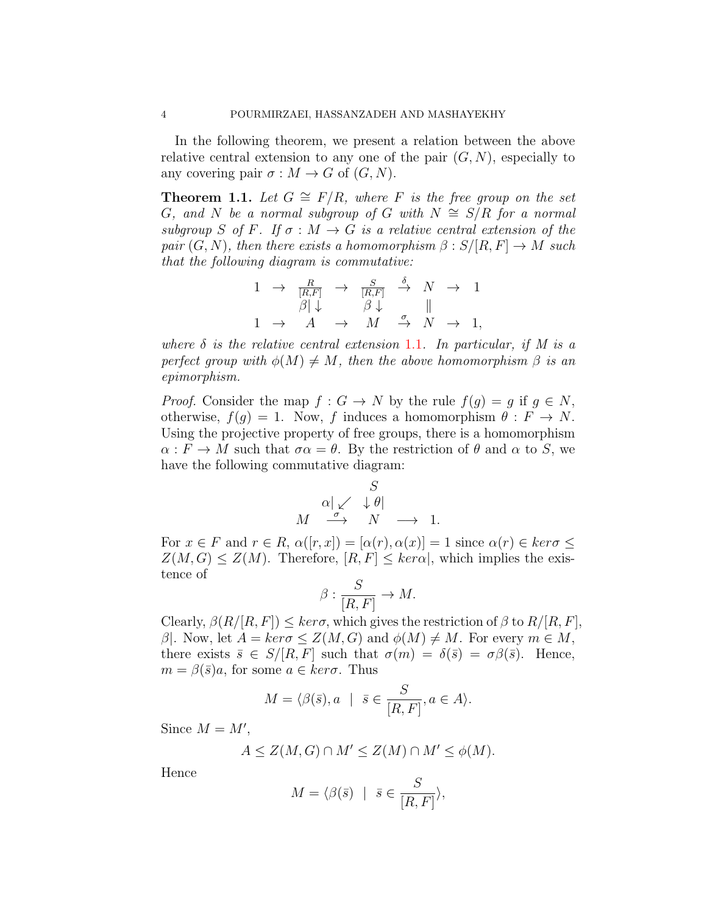In the following theorem, we present a relation between the above relative central extension to any one of the pair $(G, N)$, especially to any covering pair $\sigma : M \to G$ of $(G, N)$.

**Theorem 1.1.** *Let $G \cong F/R$, where $F$ is the free group on the set $G$, and $N$ be a normal subgroup of $G$ with $N \cong S/R$ for a normal subgroup $S$ of $F$. If $\sigma : M \to G$ is a relative central extension of the pair $(G, N)$, then there exists a homomorphism $\beta : S/[R, F] \to M$ such that the following diagram is commutative:*

$$\begin{array}{ccccccccc} 1 & \to & \frac{R}{[R,F]} & \to & \frac{S}{[R,F]} & \stackrel{\delta}{\to} & N & \to & 1 \\ & & \beta| \downarrow & & \beta \downarrow & & \| & & \\ 1 & \to & A & \to & M & \stackrel{\sigma}{\to} & N & \to & 1, \end{array}$$

*where $\delta$ is the relative central extension 1.1. In particular, if $M$ is a perfect group with $\phi(M) \neq M$, then the above homomorphism $\beta$ is an epimorphism.*

*Proof.* Consider the map $f : G \to N$ by the rule $f(g) = g$ if $g \in N$, otherwise, $f(g) = 1$. Now, $f$ induces a homomorphism $\theta : F \to N$. Using the projective property of free groups, there is a homomorphism $\alpha : F \to M$ such that $\sigma\alpha = \theta$. By the restriction of $\theta$ and $\alpha$ to $S$, we have the following commutative diagram:

$$\begin{array}{ccccc} & & S & & \\ & \alpha| \swarrow & \downarrow \theta| & & \\ M & \stackrel{\sigma}{\longrightarrow} & N & \longrightarrow & 1. \end{array}$$

For $x \in F$ and $r \in R$, $\alpha([r, x]) = [\alpha(r), \alpha(x)] = 1$ since $\alpha(r) \in ker\sigma \leq Z(M, G) \leq Z(M)$. Therefore, $[R, F] \leq ker\alpha|$, which implies the existence of

$$\beta : \frac{S}{[R, F]} \to M.$$

Clearly, $\beta(R/[R, F]) \leq ker\sigma$, which gives the restriction of $\beta$ to $R/[R, F]$, $\beta|$. Now, let $A = ker\sigma \leq Z(M, G)$ and $\phi(M) \neq M$. For every $m \in M$, there exists $\bar{s} \in S/[R, F]$ such that $\sigma(m) = \delta(\bar{s}) = \sigma\beta(\bar{s})$. Hence, $m = \beta(\bar{s})a$, for some $a \in ker\sigma$. Thus

$$M = \langle \beta(\bar{s}), a \ \mid \ \bar{s} \in \frac{S}{[R, F]}, a \in A \rangle.$$

Since $M = M'$,

$$A \leq Z(M, G) \cap M' \leq Z(M) \cap M' \leq \phi(M).$$

Hence

$$M = \langle \beta(\bar{s}) \ \mid \ \bar{s} \in \frac{S}{[R, F]} \rangle,$$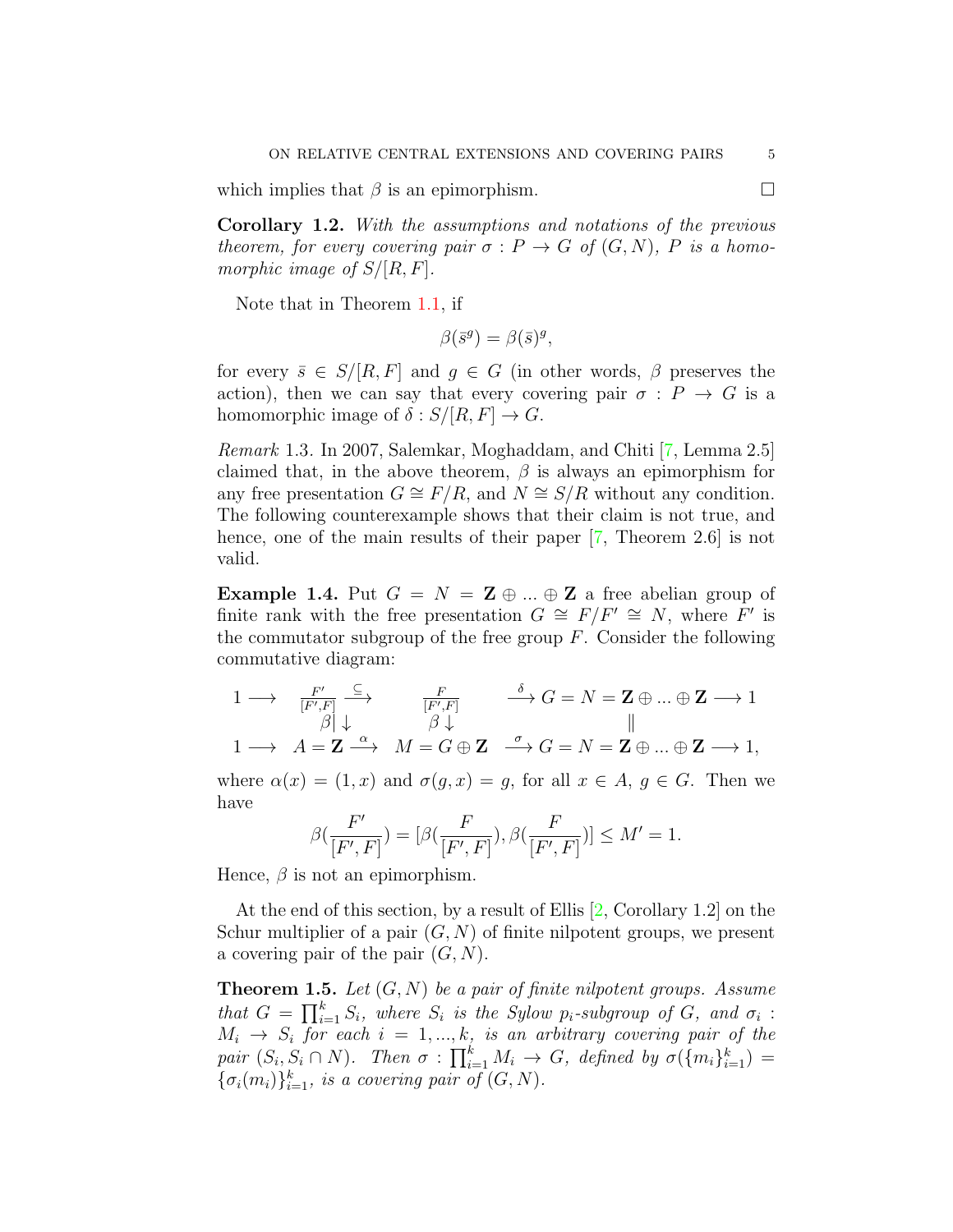which implies that $\beta$ is an epimorphism. $\square$

**Corollary 1.2.** *With the assumptions and notations of the previous theorem, for every covering pair $\sigma : P \to G$ of $(G, N)$, $P$ is a homomorphic image of $S/[R, F]$.*

Note that in Theorem 1.1, if

$$\beta(\bar{s}^g) = \beta(\bar{s})^g,$$

for every $\bar{s} \in S/[R, F]$ and $g \in G$ (in other words, $\beta$ preserves the action), then we can say that every covering pair $\sigma : P \to G$ is a homomorphic image of $\delta : S/[R, F] \to G$.

*Remark* 1.3. In 2007, Salemkar, Moghaddam, and Chiti [7, Lemma 2.5] claimed that, in the above theorem, $\beta$ is always an epimorphism for any free presentation $G \cong F/R$, and $N \cong S/R$ without any condition. The following counterexample shows that their claim is not true, and hence, one of the main results of their paper [7, Theorem 2.6] is not valid.

**Example 1.4.** Put $G = N = \mathbf{Z} \oplus ... \oplus \mathbf{Z}$ a free abelian group of finite rank with the free presentation $G \cong F/F' \cong N$, where $F'$ is the commutator subgroup of the free group $F$. Consider the following commutative diagram:

$$\begin{array}{ccccccccc}
1 \longrightarrow & \frac{F'}{[F',F]} & \overset{\subseteq}{\longrightarrow} & \frac{F}{[F',F]} & \overset{\delta}{\longrightarrow} & G = N = \mathbf{Z} \oplus ... \oplus \mathbf{Z} & \longrightarrow 1 \\
& \beta| \downarrow & & \beta \downarrow & & \| & \\
1 \longrightarrow & A = \mathbf{Z} & \overset{\alpha}{\longrightarrow} & M = G \oplus \mathbf{Z} & \overset{\sigma}{\longrightarrow} & G = N = \mathbf{Z} \oplus ... \oplus \mathbf{Z} & \longrightarrow 1,
\end{array}$$

where $\alpha(x) = (1, x)$ and $\sigma(g, x) = g$, for all $x \in A$, $g \in G$. Then we have

$$\beta(\frac{F'}{[F', F]}) = [\beta(\frac{F}{[F', F]}), \beta(\frac{F}{[F', F]})] \leq M' = 1.$$

Hence, $\beta$ is not an epimorphism.

At the end of this section, by a result of Ellis [2, Corollary 1.2] on the Schur multiplier of a pair $(G, N)$ of finite nilpotent groups, we present a covering pair of the pair $(G, N)$.

**Theorem 1.5.** *Let $(G, N)$ be a pair of finite nilpotent groups. Assume that $G = \prod_{i=1}^{k} S_i$, where $S_i$ is the Sylow $p_i$-subgroup of $G$, and $\sigma_i : M_i \to S_i$ for each $i = 1, ..., k$, is an arbitrary covering pair of the pair $(S_i, S_i \cap N)$. Then $\sigma : \prod_{i=1}^{k} M_i \to G$, defined by $\sigma(\{m_i\}_{i=1}^{k}) = \{\sigma_i(m_i)\}_{i=1}^{k}$, is a covering pair of $(G, N)$.*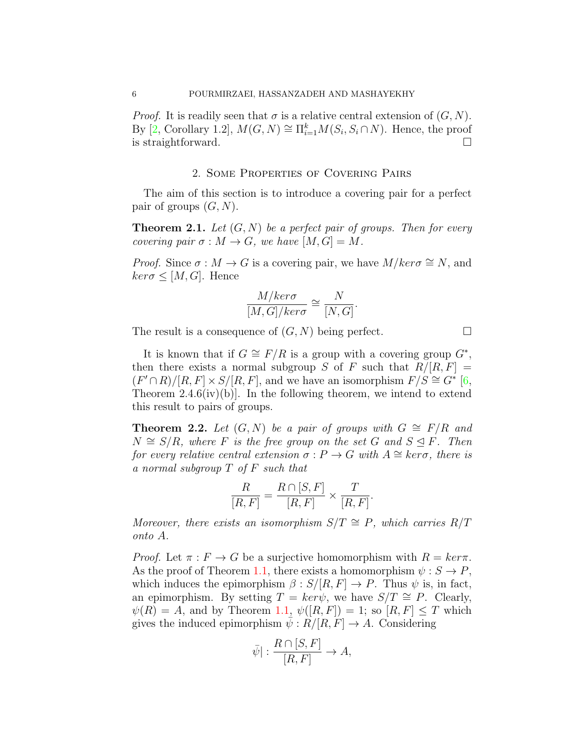*Proof.* It is readily seen that $\sigma$ is a relative central extension of $(G, N)$. By [2, Corollary 1.2], $M(G, N) \cong \Pi_{i=1}^{k} M(S_i, S_i \cap N)$. Hence, the proof is straightforward. $\square$

## 2. Some Properties of Covering Pairs

The aim of this section is to introduce a covering pair for a perfect pair of groups $(G, N)$.

**Theorem 2.1.** *Let $(G, N)$ be a perfect pair of groups. Then for every covering pair $\sigma : M \to G$, we have $[M, G] = M$.*

*Proof.* Since $\sigma : M \to G$ is a covering pair, we have $M/ker\sigma \cong N$, and $ker\sigma \leq [M, G]$. Hence

$$\frac{M/ker\sigma}{[M, G]/ker\sigma} \cong \frac{N}{[N, G]}.$$

The result is a consequence of $(G, N)$ being perfect. $\square$

It is known that if $G \cong F/R$ is a group with a covering group $G^*$, then there exists a normal subgroup $S$ of $F$ such that $R/[R, F] = (F' \cap R)/[R, F] \times S/[R, F]$, and we have an isomorphism $F/S \cong G^*$ [6, Theorem 2.4.6(iv)(b)]. In the following theorem, we intend to extend this result to pairs of groups.

**Theorem 2.2.** *Let $(G, N)$ be a pair of groups with $G \cong F/R$ and $N \cong S/R$, where $F$ is the free group on the set $G$ and $S \trianglelefteq F$. Then for every relative central extension $\sigma : P \to G$ with $A \cong ker\sigma$, there is a normal subgroup $T$ of $F$ such that*

$$\frac{R}{[R, F]} = \frac{R \cap [S, F]}{[R, F]} \times \frac{T}{[R, F]}.$$

*Moreover, there exists an isomorphism $S/T \cong P$, which carries $R/T$ onto $A$.*

*Proof.* Let $\pi : F \to G$ be a surjective homomorphism with $R = ker\pi$. As the proof of Theorem 1.1, there exists a homomorphism $\psi : S \to P$, which induces the epimorphism $\beta : S/[R, F] \to P$. Thus $\psi$ is, in fact, an epimorphism. By setting $T = ker\psi$, we have $S/T \cong P$. Clearly, $\psi(R) = A$, and by Theorem 1.1, $\psi([R, F]) = 1$; so $[R, F] \leq T$ which gives the induced epimorphism $\bar{\psi} : R/[R, F] \to A$. Considering

$$\bar{\psi}| : \frac{R \cap [S, F]}{[R, F]} \to A,$$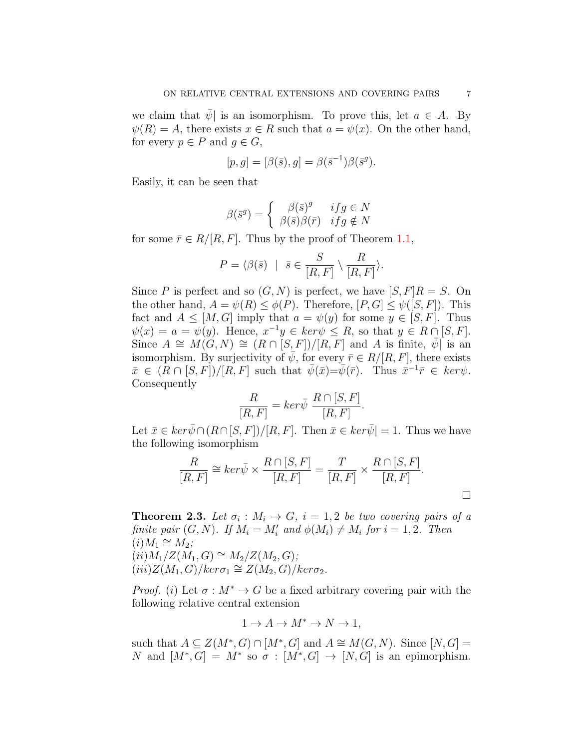we claim that $\bar{\psi}|$ is an isomorphism. To prove this, let $a \in A$. By $\psi(R) = A$, there exists $x \in R$ such that $a = \psi(x)$. On the other hand, for every $p \in P$ and $g \in G$,

$$[p, g] = [\beta(\bar{s}), g] = \beta(\bar{s}^{-1})\beta(\bar{s}^{g}).$$

Easily, it can be seen that

$$\beta(\bar{s}^{g}) = \begin{cases} \beta(\bar{s})^{g} & if g \in N \\ \beta(\bar{s})\beta(\bar{r}) & if g \notin N \end{cases}$$

for some $\bar{r} \in R/[R, F]$. Thus by the proof of Theorem 1.1,

$$P = \langle \beta(\bar{s}) \ \ | \ \ \bar{s} \in \frac{S}{[R, F]} \setminus \frac{R}{[R, F]} \rangle.$$

Since $P$ is perfect and so $(G, N)$ is perfect, we have $[S, F]R = S$. On the other hand, $A = \psi(R) \leq \phi(P)$. Therefore, $[P, G] \leq \psi([S, F])$. This fact and $A \leq [M, G]$ imply that $a = \psi(y)$ for some $y \in [S, F]$. Thus $\psi(x) = a = \psi(y)$. Hence, $x^{-1}y \in ker\psi \leq R$, so that $y \in R \cap [S, F]$. Since $A \cong M(G, N) \cong (R \cap [S, F])/[R, F]$ and $A$ is finite, $\bar{\psi}|$ is an isomorphism. By surjectivity of $\bar{\psi}$, for every $\bar{r} \in R/[R, F]$, there exists $\bar{x} \in (R \cap [S, F])/[R, F]$ such that $\bar{\psi}(\bar{x}) = \bar{\psi}(\bar{r})$. Thus $\bar{x}^{-1}\bar{r} \in ker\psi$. Consequently

$$\frac{R}{[R, F]} = ker\bar{\psi} \ \frac{R \cap [S, F]}{[R, F]}.$$

Let $\bar{x} \in ker\bar{\psi} \cap (R \cap [S, F])/[R, F]$. Then $\bar{x} \in ker\bar{\psi}| = 1$. Thus we have the following isomorphism

$$\frac{R}{[R, F]} \cong ker\bar{\psi} \times \frac{R \cap [S, F]}{[R, F]} = \frac{T}{[R, F]} \times \frac{R \cap [S, F]}{[R, F]}.$$

□

**Theorem 2.3.** *Let $\sigma_i : M_i \to G$, $i = 1, 2$ be two covering pairs of a finite pair $(G, N)$. If $M_i = M_i'$ and $\phi(M_i) \neq M_i$ for $i = 1, 2$. Then*
*$(i) M_1 \cong M_2$;*
*$(ii) M_1/Z(M_1, G) \cong M_2/Z(M_2, G)$;*
*$(iii) Z(M_1, G)/ker\sigma_1 \cong Z(M_2, G)/ker\sigma_2$.*

*Proof.* $(i)$ Let $\sigma : M^* \to G$ be a fixed arbitrary covering pair with the following relative central extension

$$1 \to A \to M^* \to N \to 1,$$

such that $A \subseteq Z(M^*, G) \cap [M^*, G]$ and $A \cong M(G, N)$. Since $[N, G] = N$ and $[M^*, G] = M^*$ so $\sigma : [M^*, G] \to [N, G]$ is an epimorphism.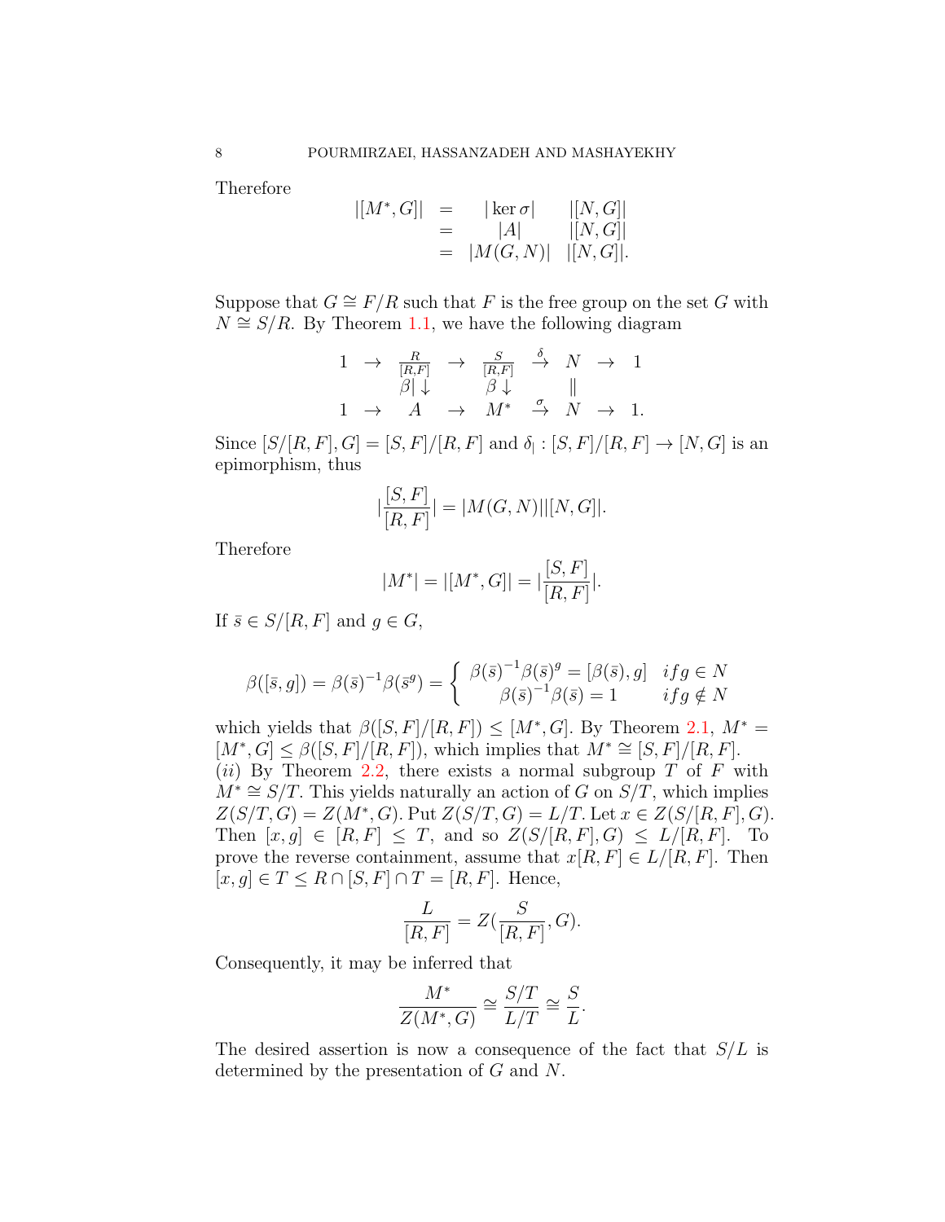Therefore

$$\begin{array}{rcll} |[M^*,G]| & = & |\ker\sigma| & |[N,G]| \\ & = & |A| & |[N,G]| \\ & = & |M(G,N)| & |[N,G]|. \end{array}$$

Suppose that $G \cong F/R$ such that $F$ is the free group on the set $G$ with $N \cong S/R$. By Theorem 1.1, we have the following diagram

$$\begin{array}{ccccccccc} 1 & \to & \frac{R}{[R,F]} & \to & \frac{S}{[R,F]} & \overset{\delta}{\to} & N & \to & 1 \\ & & \beta| \downarrow & & \beta \downarrow & & \| & & \\ 1 & \to & A & \to & M^* & \overset{\sigma}{\to} & N & \to & 1. \end{array}$$

Since $[S/[R,F],G] = [S,F]/[R,F]$ and $\delta_| : [S,F]/[R,F] \to [N,G]$ is an epimorphism, thus

$$|\frac{[S,F]}{[R,F]}| = |M(G,N)||[N,G]|.$$

Therefore

$$|M^*| = |[M^*,G]| = |\frac{[S,F]}{[R,F]}|.$$

If $\bar{s} \in S/[R,F]$ and $g \in G$,

$$\beta([\bar{s},g]) = \beta(\bar{s})^{-1}\beta(\bar{s}^g) = \left\{ \begin{array}{ll} \beta(\bar{s})^{-1}\beta(\bar{s})^g = [\beta(\bar{s}),g] & if\, g \in N \\ \beta(\bar{s})^{-1}\beta(\bar{s}) = 1 & if\, g \notin N \end{array} \right.$$

which yields that $\beta([S,F]/[R,F]) \leq [M^*,G]$. By Theorem 2.1, $M^* = [M^*,G] \leq \beta([S,F]/[R,F])$, which implies that $M^* \cong [S,F]/[R,F]$.

$(ii)$ By Theorem 2.2, there exists a normal subgroup $T$ of $F$ with $M^* \cong S/T$. This yields naturally an action of $G$ on $S/T$, which implies $Z(S/T,G) = Z(M^*,G)$. Put $Z(S/T,G) = L/T$. Let $x \in Z(S/[R,F],G)$. Then $[x,g] \in [R,F] \leq T$, and so $Z(S/[R,F],G) \leq L/[R,F]$. To prove the reverse containment, assume that $x[R,F] \in L/[R,F]$. Then $[x,g] \in T \leq R \cap [S,F] \cap T = [R,F]$. Hence,

$$\frac{L}{[R,F]} = Z(\frac{S}{[R,F]},G).$$

Consequently, it may be inferred that

$$\frac{M^*}{Z(M^*,G)} \cong \frac{S/T}{L/T} \cong \frac{S}{L}.$$

The desired assertion is now a consequence of the fact that $S/L$ is determined by the presentation of $G$ and $N$.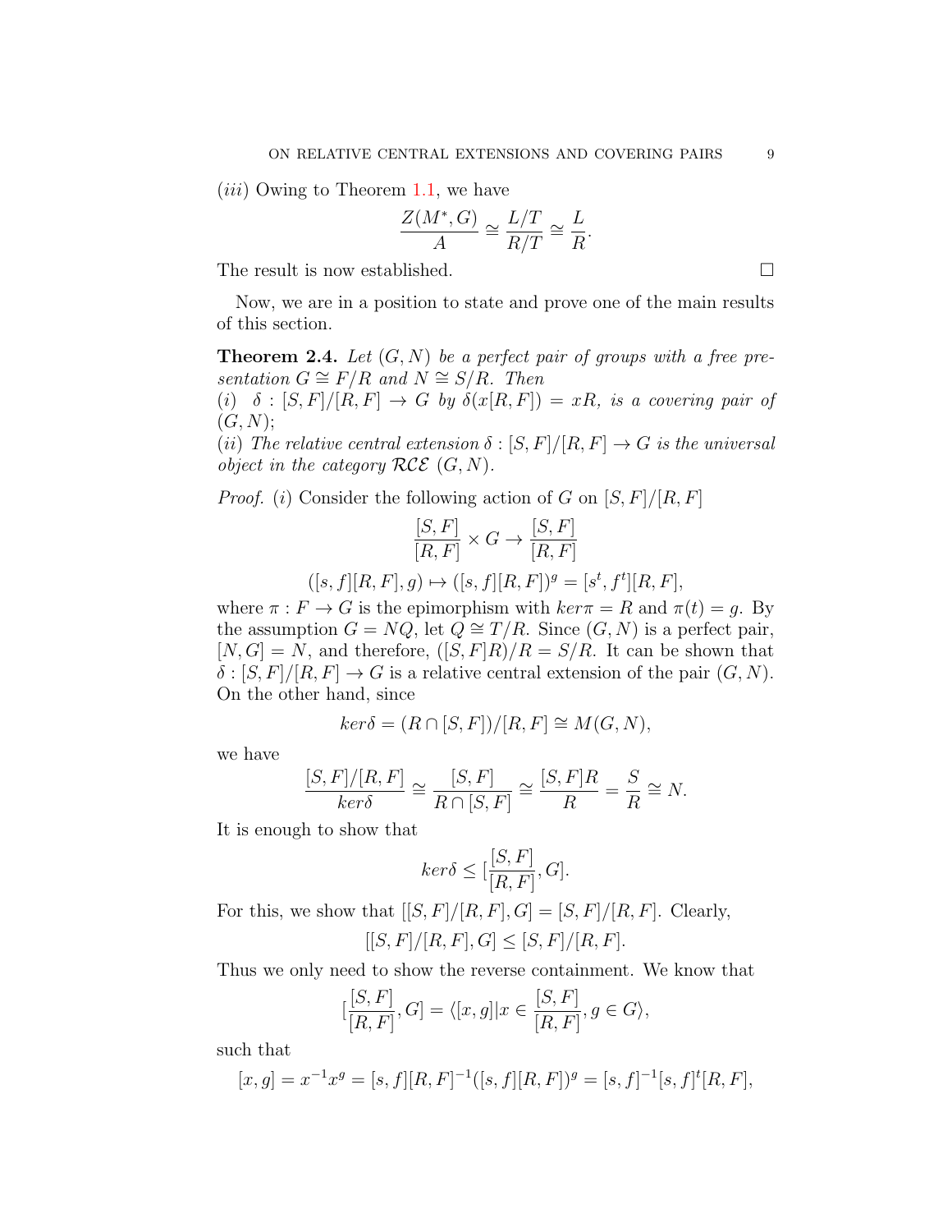$(iii)$ Owing to Theorem 1.1, we have

$$\frac{Z(M^*, G)}{A} \cong \frac{L/T}{R/T} \cong \frac{L}{R}.$$

The result is now established. $\square$

Now, we are in a position to state and prove one of the main results of this section.

**Theorem 2.4.** *Let $(G, N)$ be a perfect pair of groups with a free presentation $G \cong F/R$ and $N \cong S/R$. Then*
*$(i)$ $\delta : [S, F]/[R, F] \to G$ by $\delta(x[R, F]) = xR$, is a covering pair of $(G, N)$;*
*$(ii)$ The relative central extension $\delta : [S, F]/[R, F] \to G$ is the universal object in the category $\mathcal{RCE}$ $(G, N)$.*

*Proof.* $(i)$ Consider the following action of $G$ on $[S, F]/[R, F]$

$$\frac{[S, F]}{[R, F]} \times G \to \frac{[S, F]}{[R, F]}$$

$$([s, f][R, F], g) \mapsto ([s, f][R, F])^g = [s^t, f^t][R, F],$$

where $\pi : F \to G$ is the epimorphism with $ker\pi = R$ and $\pi(t) = g$. By the assumption $G = NQ$, let $Q \cong T/R$. Since $(G, N)$ is a perfect pair, $[N, G] = N$, and therefore, $([S, F]R)/R = S/R$. It can be shown that $\delta : [S, F]/[R, F] \to G$ is a relative central extension of the pair $(G, N)$. On the other hand, since

$$ker\delta = (R \cap [S, F])/[R, F] \cong M(G, N),$$

we have

$$\frac{[S, F]/[R, F]}{ker\delta} \cong \frac{[S, F]}{R \cap [S, F]} \cong \frac{[S, F]R}{R} = \frac{S}{R} \cong N.$$

It is enough to show that

$$ker\delta \leq [\frac{[S, F]}{[R, F]}, G].$$

For this, we show that $[[S, F]/[R, F], G] = [S, F]/[R, F]$. Clearly,

$$[[S, F]/[R, F], G] \leq [S, F]/[R, F].$$

Thus we only need to show the reverse containment. We know that

$$[\frac{[S, F]}{[R, F]}, G] = \langle [x, g] | x \in \frac{[S, F]}{[R, F]}, g \in G \rangle,$$

such that

$$[x, g] = x^{-1}x^g = [s, f][R, F]^{-1}([s, f][R, F])^g = [s, f]^{-1}[s, f]^t[R, F],$$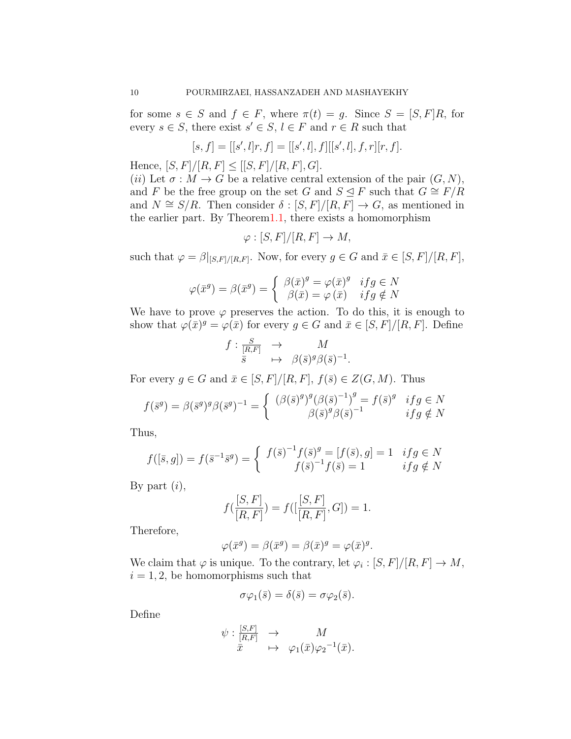for some $s \in S$ and $f \in F$, where $\pi(t) = g$. Since $S = [S,F]R$, for every $s \in S$, there exist $s' \in S$, $l \in F$ and $r \in R$ such that

$$[s,f] = [[s',l]r,f] = [[s',l],f][[s',l],f,r][r,f].$$

Hence, $[S,F]/[R,F] \leq [[S,F]/[R,F],G]$.

$(ii)$ Let $\sigma : M \to G$ be a relative central extension of the pair $(G,N)$, and $F$ be the free group on the set $G$ and $S \trianglelefteq F$ such that $G \cong F/R$ and $N \cong S/R$. Then consider $\delta : [S,F]/[R,F] \to G$, as mentioned in the earlier part. By Theorem1.1, there exists a homomorphism

$$\varphi : [S,F]/[R,F] \to M,$$

such that $\varphi = \beta|_{[S,F]/[R,F]}$. Now, for every $g \in G$ and $\bar{x} \in [S,F]/[R,F]$,

$$\varphi(\bar{x}^g) = \beta(\bar{x}^g) = \begin{cases} \beta(\bar{x})^g = \varphi(\bar{x})^g & if g \in N \\ \beta(\bar{x}) = \varphi(\bar{x}) & if g \notin N \end{cases}$$

We have to prove $\varphi$ preserves the action. To do this, it is enough to show that $\varphi(\bar{x})^g = \varphi(\bar{x})$ for every $g \in G$ and $\bar{x} \in [S,F]/[R,F]$. Define

$$f : \begin{array}{ccc} \frac{S}{[R,F]} & \to & M \\ \bar{s} & \mapsto & \beta(\bar{s})^g \beta(\bar{s})^{-1}. \end{array}$$

For every $g \in G$ and $\bar{x} \in [S,F]/[R,F]$, $f(\bar{s}) \in Z(G,M)$. Thus

$$f(\bar{s}^g) = \beta(\bar{s}^g)^g \beta(\bar{s}^g)^{-1} = \begin{cases} (\beta(\bar{s})^g)^g (\beta(\bar{s})^{-1})^g = f(\bar{s})^g & if g \in N \\ \beta(\bar{s})^g \beta(\bar{s})^{-1} & if g \notin N \end{cases}$$

Thus,

$$f([\bar{s},g]) = f(\bar{s}^{-1}\bar{s}^g) = \begin{cases} f(\bar{s})^{-1} f(\bar{s})^g = [f(\bar{s}),g] = 1 & if g \in N \\ f(\bar{s})^{-1} f(\bar{s}) = 1 & if g \notin N \end{cases}$$

By part $(i)$,

$$f(\frac{[S,F]}{[R,F]}) = f([\frac{[S,F]}{[R,F]},G]) = 1.$$

Therefore,

$$\varphi(\bar{x}^g) = \beta(\bar{x}^g) = \beta(\bar{x})^g = \varphi(\bar{x})^g.$$

We claim that $\varphi$ is unique. To the contrary, let $\varphi_i : [S,F]/[R,F] \to M$, $i = 1,2$, be homomorphisms such that

$$\sigma\varphi_1(\bar{s}) = \delta(\bar{s}) = \sigma\varphi_2(\bar{s}).$$

Define

$$\psi : \begin{array}{ccc} \frac{[S,F]}{[R,F]} & \to & M \\ \bar{x} & \mapsto & \varphi_1(\bar{x})\varphi_2{}^{-1}(\bar{x}). \end{array}$$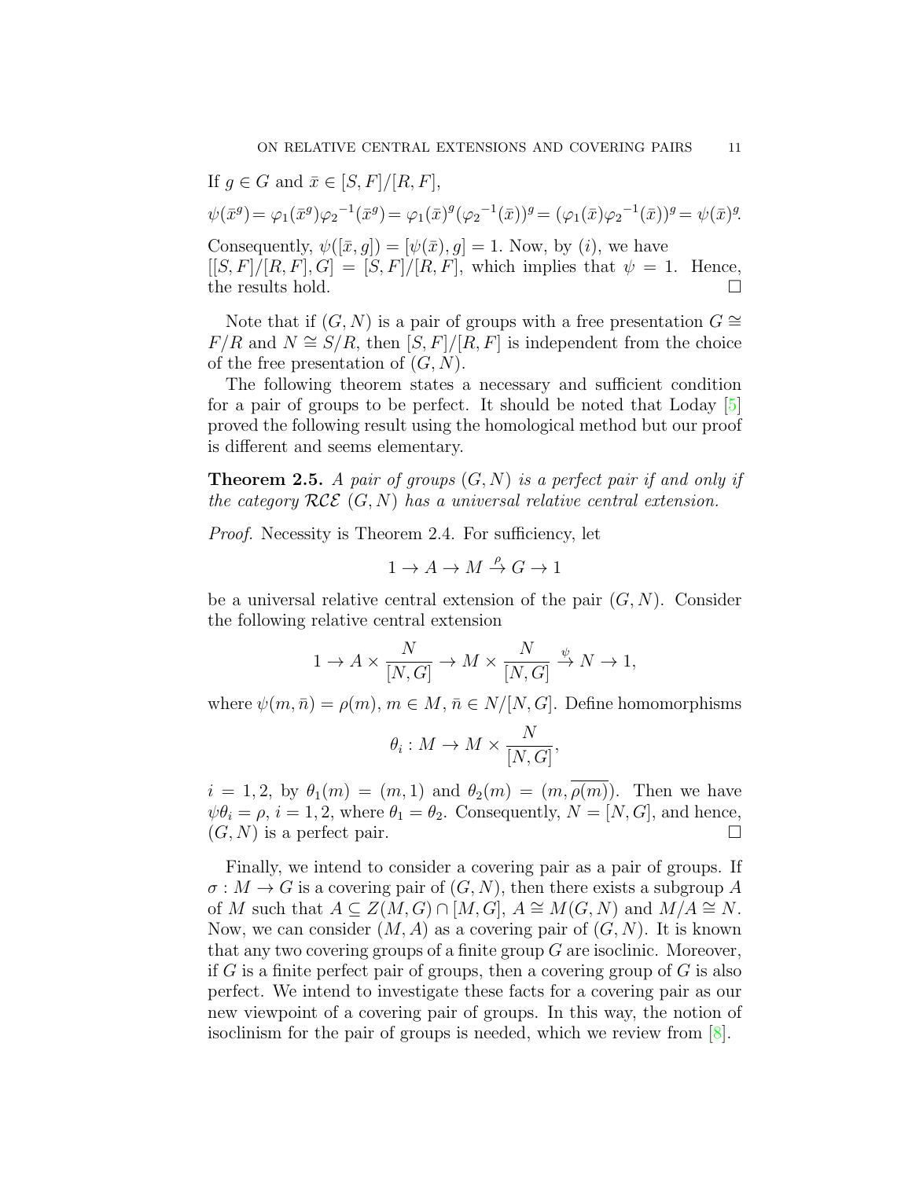If $g \in G$ and $\bar{x} \in [S,F]/[R,F]$,

$$\psi(\bar{x}^g) = \varphi_1(\bar{x}^g){\varphi_2}^{-1}(\bar{x}^g) = \varphi_1(\bar{x})^g({\varphi_2}^{-1}(\bar{x}))^g = (\varphi_1(\bar{x}){\varphi_2}^{-1}(\bar{x}))^g = \psi(\bar{x})^g.$$

Consequently, $\psi([\bar{x}, g]) = [\psi(\bar{x}), g] = 1$. Now, by $(i)$, we have $[[S,F]/[R,F], G] = [S,F]/[R,F]$, which implies that $\psi = 1$. Hence, the results hold. □

Note that if $(G, N)$ is a pair of groups with a free presentation $G \cong F/R$ and $N \cong S/R$, then $[S,F]/[R,F]$ is independent from the choice of the free presentation of $(G, N)$.

The following theorem states a necessary and sufficient condition for a pair of groups to be perfect. It should be noted that Loday [5] proved the following result using the homological method but our proof is different and seems elementary.

**Theorem 2.5.** *A pair of groups $(G, N)$ is a perfect pair if and only if the category $\mathcal{RCE}$ $(G, N)$ has a universal relative central extension.*

*Proof.* Necessity is Theorem 2.4. For sufficiency, let

$$1 \to A \to M \overset{\rho}{\to} G \to 1$$

be a universal relative central extension of the pair $(G, N)$. Consider the following relative central extension

$$1 \to A \times \frac{N}{[N,G]} \to M \times \frac{N}{[N,G]} \overset{\psi}{\to} N \to 1,$$

where $\psi(m, \bar{n}) = \rho(m)$, $m \in M$, $\bar{n} \in N/[N,G]$. Define homomorphisms

$$\theta_i : M \to M \times \frac{N}{[N,G]},$$

$i = 1, 2$, by $\theta_1(m) = (m, 1)$ and $\theta_2(m) = (m, \overline{\rho(m)})$. Then we have $\psi\theta_i = \rho$, $i = 1, 2$, where $\theta_1 = \theta_2$. Consequently, $N = [N, G]$, and hence, $(G, N)$ is a perfect pair. □

Finally, we intend to consider a covering pair as a pair of groups. If $\sigma : M \to G$ is a covering pair of $(G, N)$, then there exists a subgroup $A$ of $M$ such that $A \subseteq Z(M, G) \cap [M, G]$, $A \cong M(G, N)$ and $M/A \cong N$. Now, we can consider $(M, A)$ as a covering pair of $(G, N)$. It is known that any two covering groups of a finite group $G$ are isoclinic. Moreover, if $G$ is a finite perfect pair of groups, then a covering group of $G$ is also perfect. We intend to investigate these facts for a covering pair as our new viewpoint of a covering pair of groups. In this way, the notion of isoclinism for the pair of groups is needed, which we review from [8].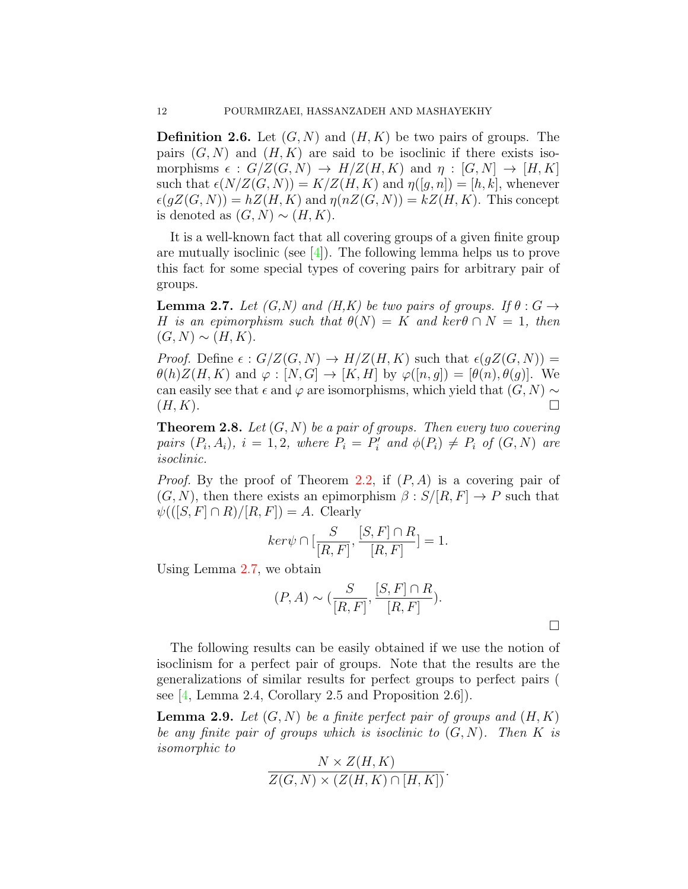**Definition 2.6.** Let $(G, N)$ and $(H, K)$ be two pairs of groups. The pairs $(G, N)$ and $(H, K)$ are said to be isoclinic if there exists isomorphisms $\epsilon : G/Z(G, N) \to H/Z(H, K)$ and $\eta : [G, N] \to [H, K]$ such that $\epsilon(N/Z(G, N)) = K/Z(H, K)$ and $\eta([g, n]) = [h, k]$, whenever $\epsilon(gZ(G, N)) = hZ(H, K)$ and $\eta(nZ(G, N)) = kZ(H, K)$. This concept is denoted as $(G, N) \sim (H, K)$.

It is a well-known fact that all covering groups of a given finite group are mutually isoclinic (see [4]). The following lemma helps us to prove this fact for some special types of covering pairs for arbitrary pair of groups.

**Lemma 2.7.** *Let (G,N) and (H,K) be two pairs of groups. If $\theta : G \to H$ is an epimorphism such that $\theta(N) = K$ and $ker\theta \cap N = 1$, then $(G, N) \sim (H, K)$.*

*Proof.* Define $\epsilon : G/Z(G, N) \to H/Z(H, K)$ such that $\epsilon(gZ(G, N)) = \theta(h)Z(H, K)$ and $\varphi : [N, G] \to [K, H]$ by $\varphi([n, g]) = [\theta(n), \theta(g)]$. We can easily see that $\epsilon$ and $\varphi$ are isomorphisms, which yield that $(G, N) \sim (H, K)$. $\square$

**Theorem 2.8.** *Let $(G, N)$ be a pair of groups. Then every two covering pairs $(P_i, A_i)$, $i = 1, 2$, where $P_i = P_i'$ and $\phi(P_i) \neq P_i$ of $(G, N)$ are isoclinic.*

*Proof.* By the proof of Theorem 2.2, if $(P, A)$ is a covering pair of $(G, N)$, then there exists an epimorphism $\beta : S/[R, F] \to P$ such that $\psi(([S, F] \cap R)/[R, F]) = A$. Clearly

$$ker\psi \cap [\frac{S}{[R, F]}, \frac{[S, F] \cap R}{[R, F]}] = 1.$$

Using Lemma 2.7, we obtain

$$(P, A) \sim (\frac{S}{[R, F]}, \frac{[S, F] \cap R}{[R, F]}).$$

$\square$

The following results can be easily obtained if we use the notion of isoclinism for a perfect pair of groups. Note that the results are the generalizations of similar results for perfect groups to perfect pairs ( see [4, Lemma 2.4, Corollary 2.5 and Proposition 2.6]).

**Lemma 2.9.** *Let $(G, N)$ be a finite perfect pair of groups and $(H, K)$ be any finite pair of groups which is isoclinic to $(G, N)$. Then $K$ is isomorphic to*

$$\frac{N \times Z(H, K)}{Z(G, N) \times (Z(H, K) \cap [H, K])}.$$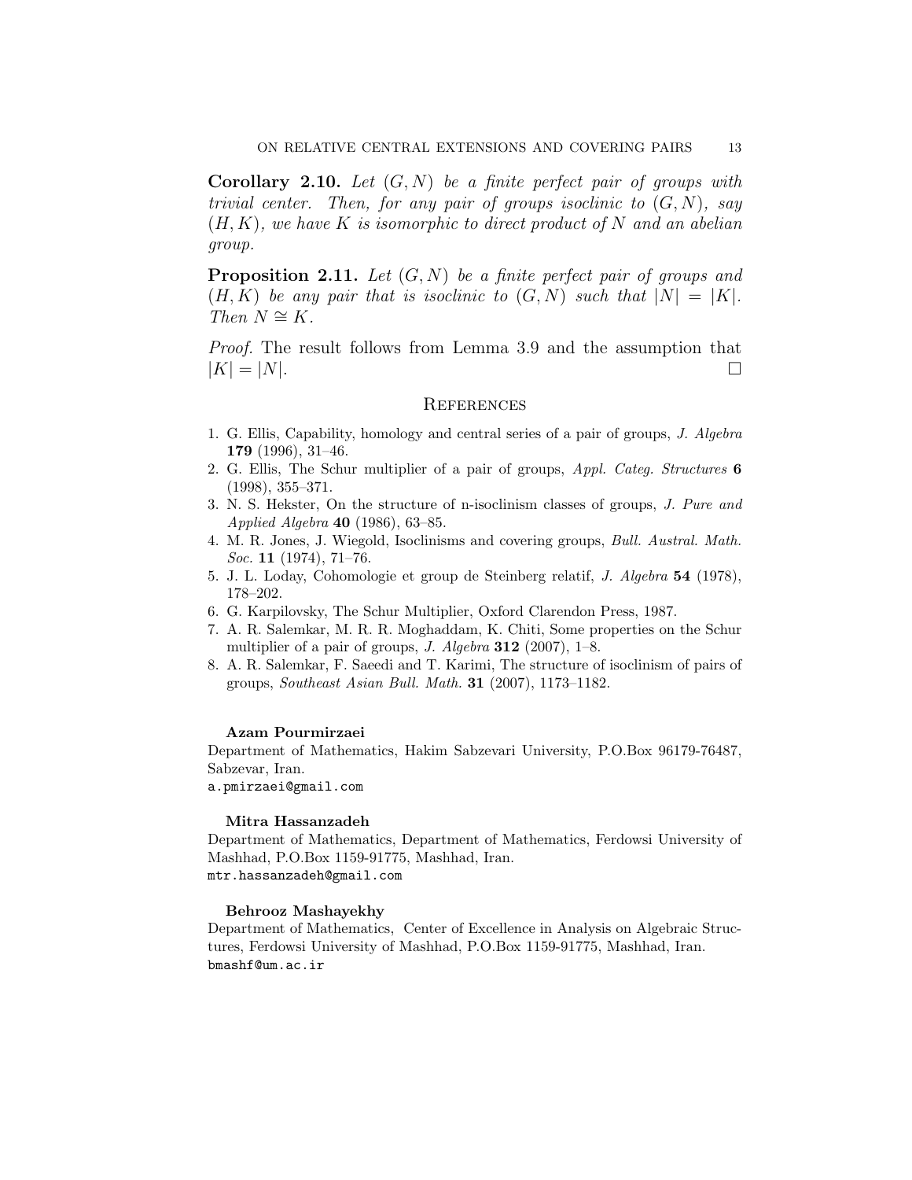**Corollary 2.10.** *Let $(G, N)$ be a finite perfect pair of groups with trivial center. Then, for any pair of groups isoclinic to $(G, N)$, say $(H, K)$, we have $K$ is isomorphic to direct product of $N$ and an abelian group.*

**Proposition 2.11.** *Let $(G, N)$ be a finite perfect pair of groups and $(H, K)$ be any pair that is isoclinic to $(G, N)$ such that $|N| = |K|$. Then $N \cong K$.*

*Proof.* The result follows from Lemma 3.9 and the assumption that $|K| = |N|$. □

## References

1. G. Ellis, Capability, homology and central series of a pair of groups, *J. Algebra* **179** (1996), 31–46.
2. G. Ellis, The Schur multiplier of a pair of groups, *Appl. Categ. Structures* **6** (1998), 355–371.
3. N. S. Hekster, On the structure of n-isoclinism classes of groups, *J. Pure and Applied Algebra* **40** (1986), 63–85.
4. M. R. Jones, J. Wiegold, Isoclinisms and covering groups, *Bull. Austral. Math. Soc.* **11** (1974), 71–76.
5. J. L. Loday, Cohomologie et group de Steinberg relatif, *J. Algebra* **54** (1978), 178–202.
6. G. Karpilovsky, The Schur Multiplier, Oxford Clarendon Press, 1987.
7. A. R. Salemkar, M. R. R. Moghaddam, K. Chiti, Some properties on the Schur multiplier of a pair of groups, *J. Algebra* **312** (2007), 1–8.
8. A. R. Salemkar, F. Saeedi and T. Karimi, The structure of isoclinism of pairs of groups, *Southeast Asian Bull. Math.* **31** (2007), 1173–1182.

**Azam Pourmirzaei**
Department of Mathematics, Hakim Sabzevari University, P.O.Box 96179-76487, Sabzevar, Iran.
a.pmirzaei@gmail.com

**Mitra Hassanzadeh**
Department of Mathematics, Department of Mathematics, Ferdowsi University of Mashhad, P.O.Box 1159-91775, Mashhad, Iran.
mtr.hassanzadeh@gmail.com

**Behrooz Mashayekhy**
Department of Mathematics, Center of Excellence in Analysis on Algebraic Structures, Ferdowsi University of Mashhad, P.O.Box 1159-91775, Mashhad, Iran.
bmashf@um.ac.ir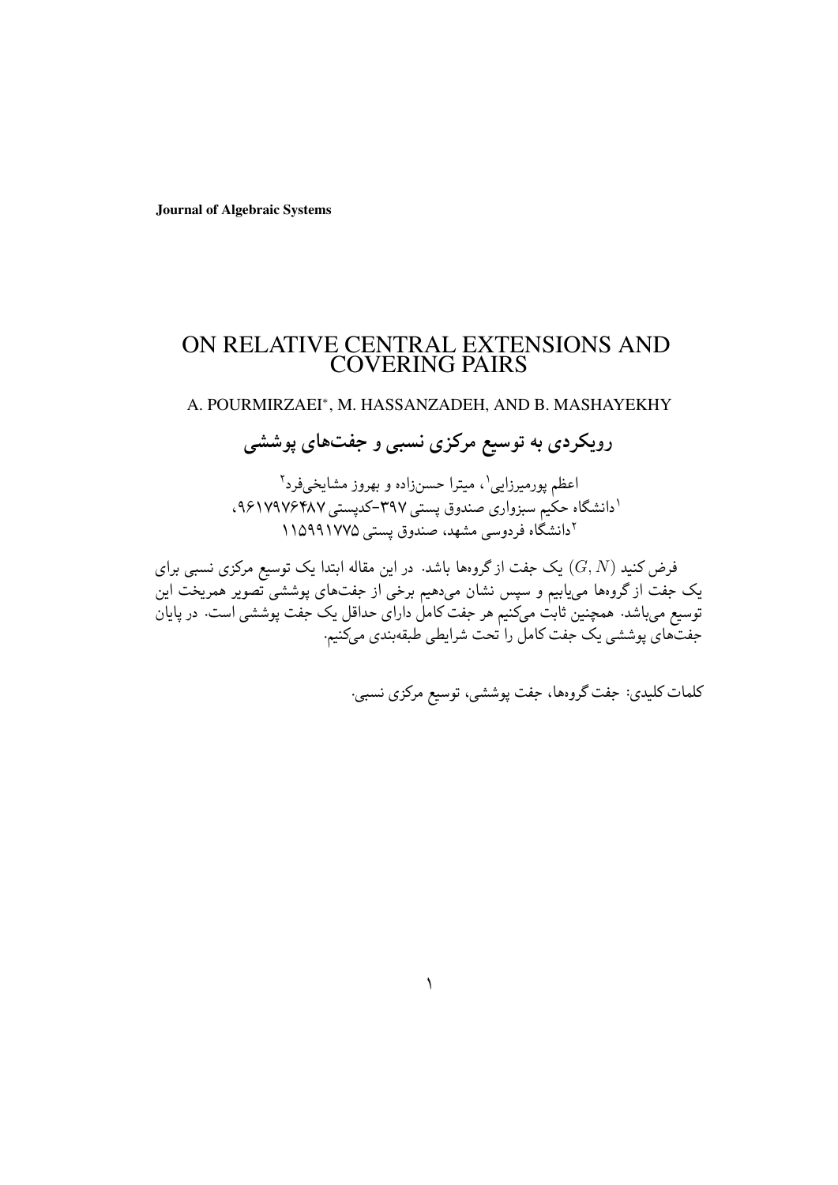**Journal of Algebraic Systems**

# ON RELATIVE CENTRAL EXTENSIONS AND COVERING PAIRS

A. POURMIRZAEI*, M. HASSANZADEH, AND B. MASHAYEKHY

## رویکردی به توسیع مرکزی نسبی و جفت‌های پوششی

اعظم پورمیرزایی[۱]، میترا حسن‌زاده و بهروز مشایخی‌فرد[۲]

[۱]دانشگاه حکیم سبزواری صندوق پستی ۳۹۷-کدپستی ۹۶۱۷۹۷۶۴۸۷،

[۲]دانشگاه فردوسی مشهد، صندوق پستی ۱۱۵۹۹۱۷۷۵

فرض کنید $(G, N)$ یک جفت از گروه‌ها باشد. در این مقاله ابتدا یک توسیع مرکزی نسبی برای یک جفت از گروه‌ها می‌یابیم و سپس نشان می‌دهیم برخی از جفت‌های پوششی تصویر همریخت این توسیع می‌باشد. همچنین ثابت می‌کنیم هر جفت کامل دارای حداقل یک جفت پوششی است. در پایان جفت‌های پوششی یک جفت کامل را تحت شرایطی طبقه‌بندی می‌کنیم.

کلمات کلیدی: جفت گروه‌ها، جفت پوششی، توسیع مرکزی نسبی.